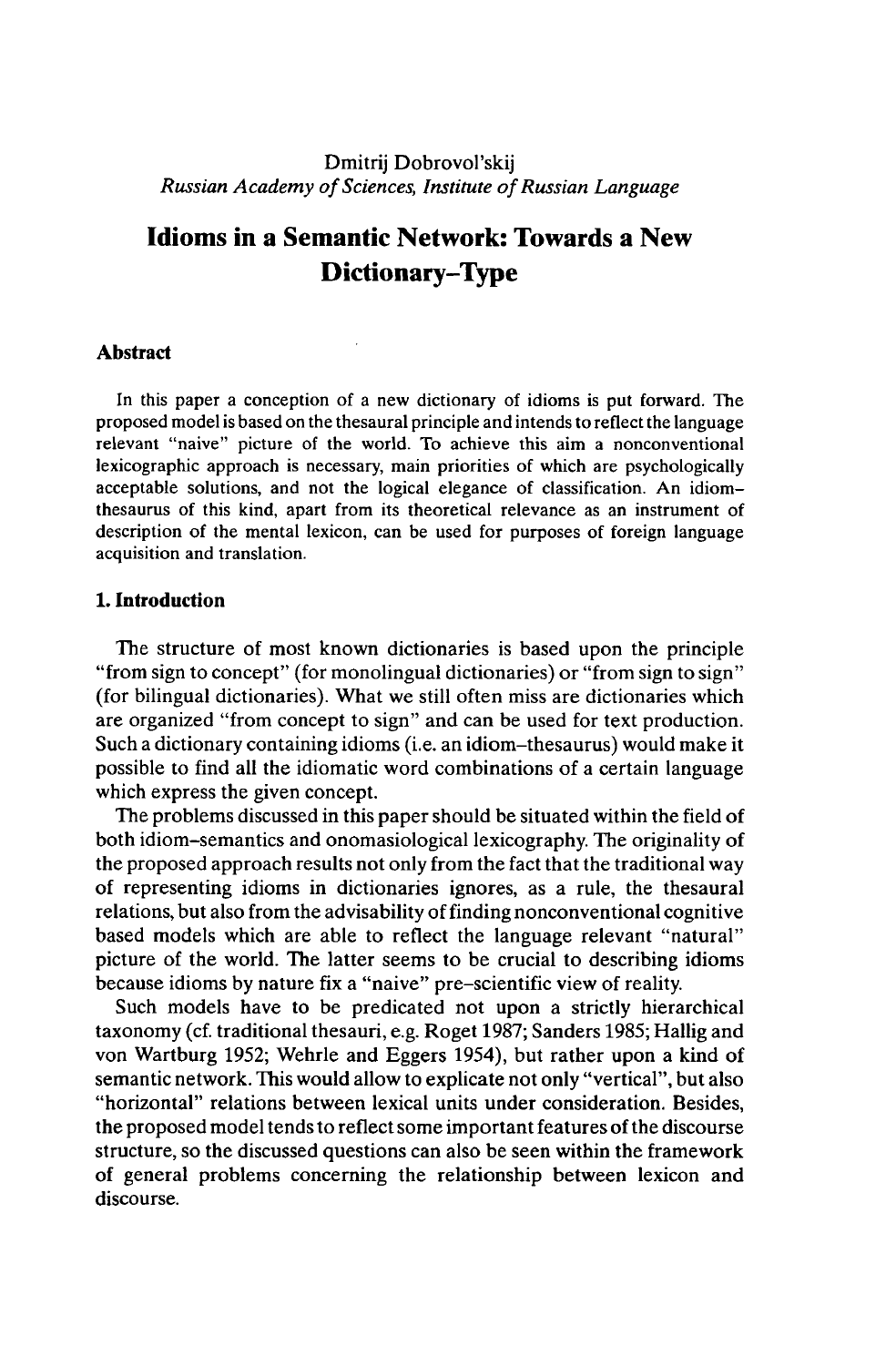Dmitrij Dobrovol'skij
*Russian Academy of Sciences, Institute of Russian Language*

# Idioms in a Semantic Network: Towards a New Dictionary–Type

## Abstract

In this paper a conception of a new dictionary of idioms is put forward. The proposed model is based on the thesaural principle and intends to reflect the language relevant "naive" picture of the world. To achieve this aim a nonconventional lexicographic approach is necessary, main priorities of which are psychologically acceptable solutions, and not the logical elegance of classification. An idiom–thesaurus of this kind, apart from its theoretical relevance as an instrument of description of the mental lexicon, can be used for purposes of foreign language acquisition and translation.

## 1. Introduction

The structure of most known dictionaries is based upon the principle "from sign to concept" (for monolingual dictionaries) or "from sign to sign" (for bilingual dictionaries). What we still often miss are dictionaries which are organized "from concept to sign" and can be used for text production. Such a dictionary containing idioms (i.e. an idiom–thesaurus) would make it possible to find all the idiomatic word combinations of a certain language which express the given concept.

The problems discussed in this paper should be situated within the field of both idiom–semantics and onomasiological lexicography. The originality of the proposed approach results not only from the fact that the traditional way of representing idioms in dictionaries ignores, as a rule, the thesaural relations, but also from the advisability of finding nonconventional cognitive based models which are able to reflect the language relevant "natural" picture of the world. The latter seems to be crucial to describing idioms because idioms by nature fix a "naive" pre–scientific view of reality.

Such models have to be predicated not upon a strictly hierarchical taxonomy (cf. traditional thesauri, e.g. Roget 1987; Sanders 1985; Hallig and von Wartburg 1952; Wehrle and Eggers 1954), but rather upon a kind of semantic network. This would allow to explicate not only "vertical", but also "horizontal" relations between lexical units under consideration. Besides, the proposed model tends to reflect some important features of the discourse structure, so the discussed questions can also be seen within the framework of general problems concerning the relationship between lexicon and discourse.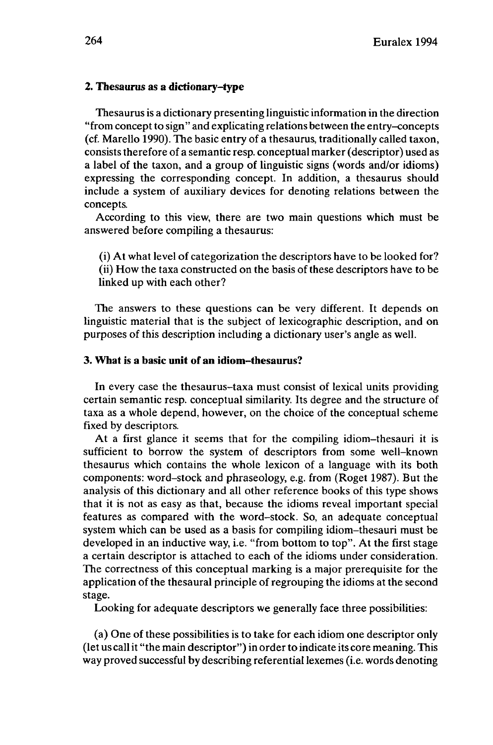## 2. Thesaurus as a dictionary–type

Thesaurus is a dictionary presenting linguistic information in the direction "from concept to sign" and explicating relations between the entry–concepts (cf. Marello 1990). The basic entry of a thesaurus, traditionally called taxon, consists therefore of a semantic resp. conceptual marker (descriptor) used as a label of the taxon, and a group of linguistic signs (words and/or idioms) expressing the corresponding concept. In addition, a thesaurus should include a system of auxiliary devices for denoting relations between the concepts.

According to this view, there are two main questions which must be answered before compiling a thesaurus:

(i) At what level of categorization the descriptors have to be looked for?
(ii) How the taxa constructed on the basis of these descriptors have to be linked up with each other?

The answers to these questions can be very different. It depends on linguistic material that is the subject of lexicographic description, and on purposes of this description including a dictionary user's angle as well.

## 3. What is a basic unit of an idiom–thesaurus?

In every case the thesaurus–taxa must consist of lexical units providing certain semantic resp. conceptual similarity. Its degree and the structure of taxa as a whole depend, however, on the choice of the conceptual scheme fixed by descriptors.

At a first glance it seems that for the compiling idiom–thesauri it is sufficient to borrow the system of descriptors from some well–known thesaurus which contains the whole lexicon of a language with its both components: word–stock and phraseology, e.g. from (Roget 1987). But the analysis of this dictionary and all other reference books of this type shows that it is not as easy as that, because the idioms reveal important special features as compared with the word–stock. So, an adequate conceptual system which can be used as a basis for compiling idiom–thesauri must be developed in an inductive way, i.e. "from bottom to top". At the first stage a certain descriptor is attached to each of the idioms under consideration. The correctness of this conceptual marking is a major prerequisite for the application of the thesaural principle of regrouping the idioms at the second stage.

Looking for adequate descriptors we generally face three possibilities:

(a) One of these possibilities is to take for each idiom one descriptor only (let us call it "the main descriptor") in order to indicate its core meaning. This way proved successful by describing referential lexemes (i.e. words denoting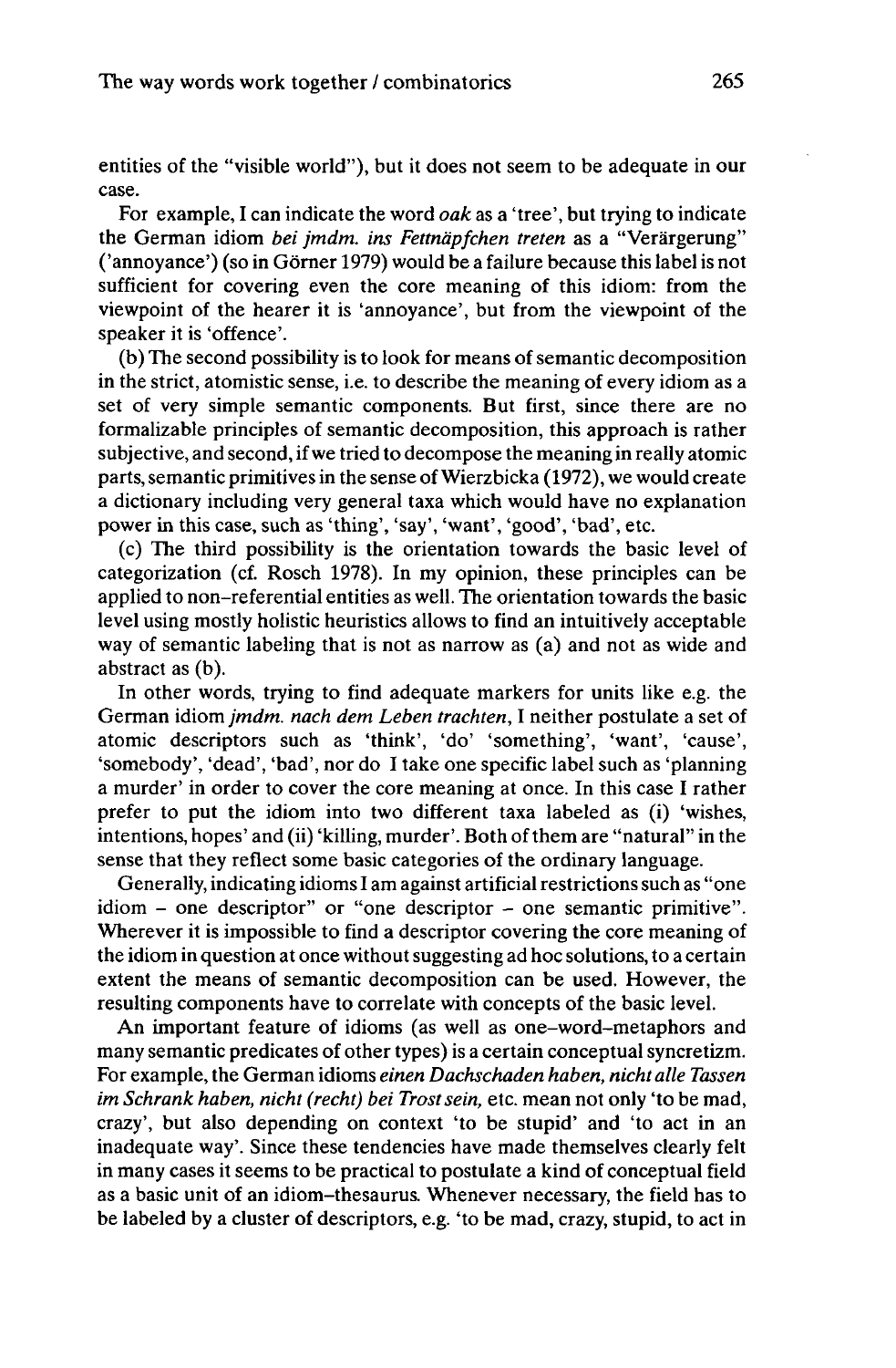entities of the "visible world"), but it does not seem to be adequate in our case.

For example, I can indicate the word *oak* as a 'tree', but trying to indicate the German idiom *bei jmdm. ins Fettnäpfchen treten* as a "Verärgerung" ('annoyance') (so in Görner 1979) would be a failure because this label is not sufficient for covering even the core meaning of this idiom: from the viewpoint of the hearer it is 'annoyance', but from the viewpoint of the speaker it is 'offence'.

(b) The second possibility is to look for means of semantic decomposition in the strict, atomistic sense, i.e. to describe the meaning of every idiom as a set of very simple semantic components. But first, since there are no formalizable principles of semantic decomposition, this approach is rather subjective, and second, if we tried to decompose the meaning in really atomic parts, semantic primitives in the sense of Wierzbicka (1972), we would create a dictionary including very general taxa which would have no explanation power in this case, such as 'thing', 'say', 'want', 'good', 'bad', etc.

(c) The third possibility is the orientation towards the basic level of categorization (cf. Rosch 1978). In my opinion, these principles can be applied to non-referential entities as well. The orientation towards the basic level using mostly holistic heuristics allows to find an intuitively acceptable way of semantic labeling that is not as narrow as (a) and not as wide and abstract as (b).

In other words, trying to find adequate markers for units like e.g. the German idiom *jmdm. nach dem Leben trachten*, I neither postulate a set of atomic descriptors such as 'think', 'do' 'something', 'want', 'cause', 'somebody', 'dead', 'bad', nor do I take one specific label such as 'planning a murder' in order to cover the core meaning at once. In this case I rather prefer to put the idiom into two different taxa labeled as (i) 'wishes, intentions, hopes' and (ii) 'killing, murder'. Both of them are "natural" in the sense that they reflect some basic categories of the ordinary language.

Generally, indicating idioms I am against artificial restrictions such as "one idiom – one descriptor" or "one descriptor – one semantic primitive". Wherever it is impossible to find a descriptor covering the core meaning of the idiom in question at once without suggesting ad hoc solutions, to a certain extent the means of semantic decomposition can be used. However, the resulting components have to correlate with concepts of the basic level.

An important feature of idioms (as well as one-word-metaphors and many semantic predicates of other types) is a certain conceptual syncretizm. For example, the German idioms *einen Dachschaden haben, nicht alle Tassen im Schrank haben, nicht (recht) bei Trost sein,* etc. mean not only 'to be mad, crazy', but also depending on context 'to be stupid' and 'to act in an inadequate way'. Since these tendencies have made themselves clearly felt in many cases it seems to be practical to postulate a kind of conceptual field as a basic unit of an idiom-thesaurus. Whenever necessary, the field has to be labeled by a cluster of descriptors, e.g. 'to be mad, crazy, stupid, to act in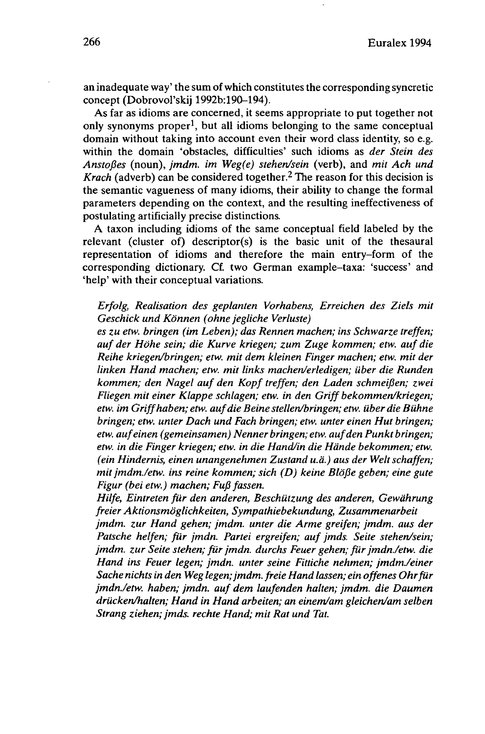an inadequate way' the sum of which constitutes the corresponding syncretic concept (Dobrovol'skij 1992b:190–194).

As far as idioms are concerned, it seems appropriate to put together not only synonyms proper[1], but all idioms belonging to the same conceptual domain without taking into account even their word class identity, so e.g. within the domain 'obstacles, difficulties' such idioms as *der Stein des Anstoßes* (noun), *jmdm. im Weg(e) stehen/sein* (verb), and *mit Ach und Krach* (adverb) can be considered together.[2] The reason for this decision is the semantic vagueness of many idioms, their ability to change the formal parameters depending on the context, and the resulting ineffectiveness of postulating artificially precise distinctions.

A taxon including idioms of the same conceptual field labeled by the relevant (cluster of) descriptor(s) is the basic unit of the thesaural representation of idioms and therefore the main entry–form of the corresponding dictionary. Cf. two German example–taxa: 'success' and 'help' with their conceptual variations.

*Erfolg, Realisation des geplanten Vorhabens, Erreichen des Ziels mit Geschick und Können (ohne jegliche Verluste)*
*es zu etw. bringen (im Leben); das Rennen machen; ins Schwarze treffen; auf der Höhe sein; die Kurve kriegen; zum Zuge kommen; etw. auf die Reihe kriegen/bringen; etw. mit dem kleinen Finger machen; etw. mit der linken Hand machen; etw. mit links machen/erledigen; über die Runden kommen; den Nagel auf den Kopf treffen; den Laden schmeißen; zwei Fliegen mit einer Klappe schlagen; etw. in den Griff bekommen/kriegen; etw. im Griff haben; etw. auf die Beine stellen/bringen; etw. über die Bühne bringen; etw. unter Dach und Fach bringen; etw. unter einen Hut bringen; etw. auf einen (gemeinsamen) Nenner bringen; etw. auf den Punkt bringen; etw. in die Finger kriegen; etw. in die Hand/in die Hände bekommen; etw. (ein Hindernis, einen unangenehmen Zustand u.ä.) aus der Welt schaffen; mit jmdm./etw. ins reine kommen; sich (D) keine Blöße geben; eine gute Figur (bei etw.) machen; Fuß fassen.*
*Hilfe, Eintreten für den anderen, Beschützung des anderen, Gewährung freier Aktionsmöglichkeiten, Sympathiebekundung, Zusammenarbeit*
*jmdm. zur Hand gehen; jmdm. unter die Arme greifen; jmdm. aus der Patsche helfen; für jmdn. Partei ergreifen; auf jmds. Seite stehen/sein; jmdm. zur Seite stehen; für jmdn. durchs Feuer gehen; für jmdn./etw. die Hand ins Feuer legen; jmdn. unter seine Fittiche nehmen; jmdm./einer Sache nichts in den Weg legen; jmdm. freie Hand lassen; ein offenes Ohr für jmdn./etw. haben; jmdn. auf dem laufenden halten; jmdm. die Daumen drücken/halten; Hand in Hand arbeiten; an einem/am gleichen/am selben Strang ziehen; jmds. rechte Hand; mit Rat und Tat.*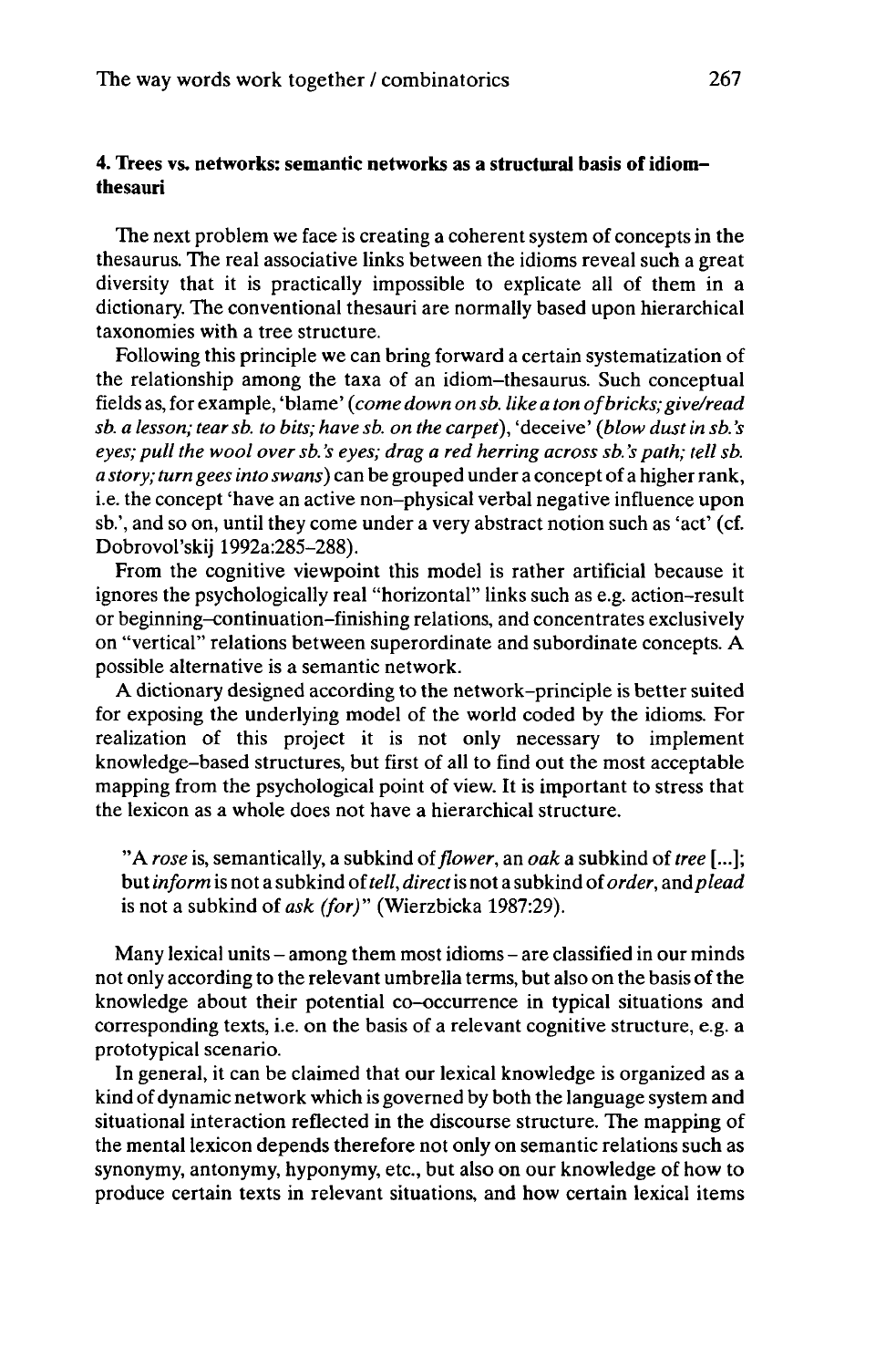## 4. Trees vs. networks: semantic networks as a structural basis of idiom–thesauri

The next problem we face is creating a coherent system of concepts in the thesaurus. The real associative links between the idioms reveal such a great diversity that it is practically impossible to explicate all of them in a dictionary. The conventional thesauri are normally based upon hierarchical taxonomies with a tree structure.

Following this principle we can bring forward a certain systematization of the relationship among the taxa of an idiom–thesaurus. Such conceptual fields as, for example, 'blame' (*come down on sb. like a ton of bricks; give/read sb. a lesson; tear sb. to bits; have sb. on the carpet*), 'deceive' (*blow dust in sb.'s eyes; pull the wool over sb.'s eyes; drag a red herring across sb.'s path; tell sb. a story; turn gees into swans*) can be grouped under a concept of a higher rank, i.e. the concept 'have an active non–physical verbal negative influence upon sb.', and so on, until they come under a very abstract notion such as 'act' (cf. Dobrovol'skij 1992a:285–288).

From the cognitive viewpoint this model is rather artificial because it ignores the psychologically real "horizontal" links such as e.g. action–result or beginning–continuation–finishing relations, and concentrates exclusively on "vertical" relations between superordinate and subordinate concepts. A possible alternative is a semantic network.

A dictionary designed according to the network–principle is better suited for exposing the underlying model of the world coded by the idioms. For realization of this project it is not only necessary to implement knowledge–based structures, but first of all to find out the most acceptable mapping from the psychological point of view. It is important to stress that the lexicon as a whole does not have a hierarchical structure.

> "A *rose* is, semantically, a subkind of *flower*, an *oak* a subkind of *tree* [...]; but *inform* is not a subkind of *tell*, *direct* is not a subkind of *order*, and *plead* is not a subkind of *ask (for)*" (Wierzbicka 1987:29).

Many lexical units – among them most idioms – are classified in our minds not only according to the relevant umbrella terms, but also on the basis of the knowledge about their potential co–occurrence in typical situations and corresponding texts, i.e. on the basis of a relevant cognitive structure, e.g. a prototypical scenario.

In general, it can be claimed that our lexical knowledge is organized as a kind of dynamic network which is governed by both the language system and situational interaction reflected in the discourse structure. The mapping of the mental lexicon depends therefore not only on semantic relations such as synonymy, antonymy, hyponymy, etc., but also on our knowledge of how to produce certain texts in relevant situations, and how certain lexical items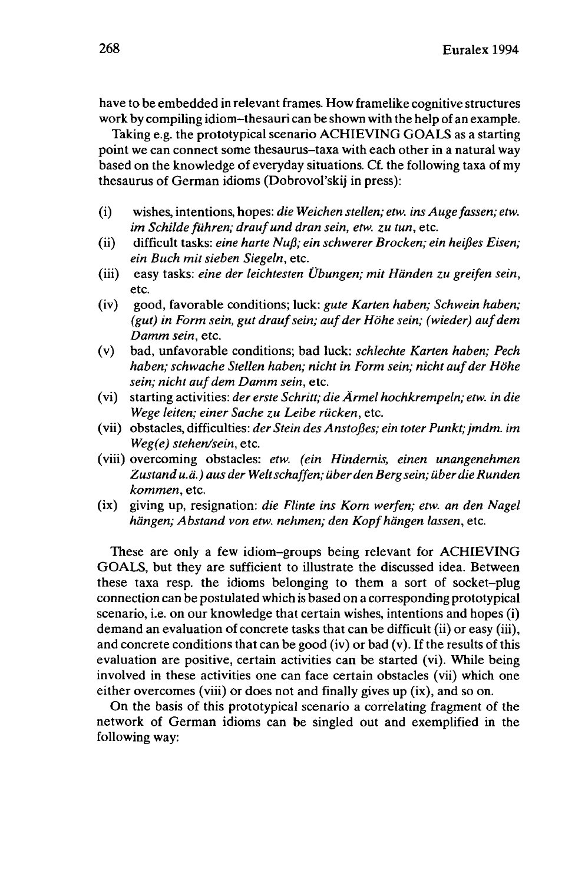have to be embedded in relevant frames. How framelike cognitive structures work by compiling idiom–thesauri can be shown with the help of an example.

Taking e.g. the prototypical scenario ACHIEVING GOALS as a starting point we can connect some thesaurus–taxa with each other in a natural way based on the knowledge of everyday situations. Cf. the following taxa of my thesaurus of German idioms (Dobrovol'skij in press):

(i) wishes, intentions, hopes: *die Weichen stellen; etw. ins Auge fassen; etw. im Schilde führen; drauf und dran sein, etw. zu tun*, etc.

(ii) difficult tasks: *eine harte Nuß; ein schwerer Brocken; ein heißes Eisen; ein Buch mit sieben Siegeln*, etc.

(iii) easy tasks: *eine der leichtesten Übungen; mit Händen zu greifen sein*, etc.

(iv) good, favorable conditions; luck: *gute Karten haben; Schwein haben; (gut) in Form sein, gut drauf sein; auf der Höhe sein; (wieder) auf dem Damm sein*, etc.

(v) bad, unfavorable conditions; bad luck: *schlechte Karten haben; Pech haben; schwache Stellen haben; nicht in Form sein; nicht auf der Höhe sein; nicht auf dem Damm sein*, etc.

(vi) starting activities: *der erste Schritt; die Ärmel hochkrempeln; etw. in die Wege leiten; einer Sache zu Leibe rücken*, etc.

(vii) obstacles, difficulties: *der Stein des Anstoßes; ein toter Punkt; jmdm. im Weg(e) stehen/sein*, etc.

(viii) overcoming obstacles: *etw. (ein Hindernis, einen unangenehmen Zustand u.ä.) aus der Welt schaffen; über den Berg sein; über die Runden kommen*, etc.

(ix) giving up, resignation: *die Flinte ins Korn werfen; etw. an den Nagel hängen; Abstand von etw. nehmen; den Kopf hängen lassen*, etc.

These are only a few idiom–groups being relevant for ACHIEVING GOALS, but they are sufficient to illustrate the discussed idea. Between these taxa resp. the idioms belonging to them a sort of socket–plug connection can be postulated which is based on a corresponding prototypical scenario, i.e. on our knowledge that certain wishes, intentions and hopes (i) demand an evaluation of concrete tasks that can be difficult (ii) or easy (iii), and concrete conditions that can be good (iv) or bad (v). If the results of this evaluation are positive, certain activities can be started (vi). While being involved in these activities one can face certain obstacles (vii) which one either overcomes (viii) or does not and finally gives up (ix), and so on.

On the basis of this prototypical scenario a correlating fragment of the network of German idioms can be singled out and exemplified in the following way: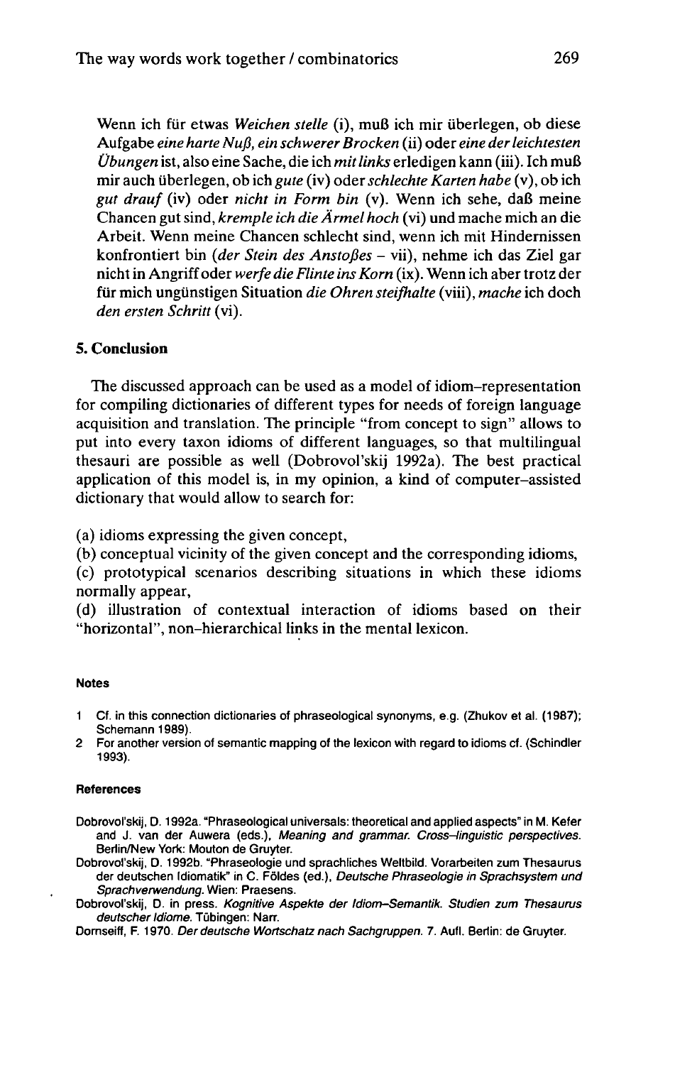Wenn ich für etwas *Weichen stelle* (i), muß ich mir überlegen, ob diese Aufgabe *eine harte Nuß, ein schwerer Brocken* (ii) oder *eine der leichtesten Übungen* ist, also eine Sache, die ich *mit links* erledigen kann (iii). Ich muß mir auch überlegen, ob ich *gute* (iv) oder *schlechte Karten habe* (v), ob ich *gut drauf* (iv) oder *nicht in Form bin* (v). Wenn ich sehe, daß meine Chancen gut sind, *kremple ich die Ärmel hoch* (vi) und mache mich an die Arbeit. Wenn meine Chancen schlecht sind, wenn ich mit Hindernissen konfrontiert bin (*der Stein des Anstoßes* – vii), nehme ich das Ziel gar nicht in Angriff oder *werfe die Flinte ins Korn* (ix). Wenn ich aber trotz der für mich ungünstigen Situation *die Ohren steifhalte* (viii), *mache* ich doch *den ersten Schritt* (vi).

## 5. Conclusion

The discussed approach can be used as a model of idiom–representation for compiling dictionaries of different types for needs of foreign language acquisition and translation. The principle "from concept to sign" allows to put into every taxon idioms of different languages, so that multilingual thesauri are possible as well (Dobrovol'skij 1992a). The best practical application of this model is, in my opinion, a kind of computer–assisted dictionary that would allow to search for:

(a) idioms expressing the given concept,
(b) conceptual vicinity of the given concept and the corresponding idioms,
(c) prototypical scenarios describing situations in which these idioms normally appear,
(d) illustration of contextual interaction of idioms based on their "horizontal", non–hierarchical links in the mental lexicon.

#### Notes

1 Cf. in this connection dictionaries of phraseological synonyms, e.g. (Zhukov et al. (1987); Schemann 1989).
2 For another version of semantic mapping of the lexicon with regard to idioms cf. (Schindler 1993).

#### References

Dobrovol'skij, D. 1992a. "Phraseological universals: theoretical and applied aspects" in M. Kefer and J. van der Auwera (eds.), *Meaning and grammar. Cross–linguistic perspectives*. Berlin/New York: Mouton de Gruyter.

Dobrovol'skij, D. 1992b. "Phraseologie und sprachliches Weltbild. Vorarbeiten zum Thesaurus der deutschen Idiomatik" in C. Földes (ed.), *Deutsche Phraseologie in Sprachsystem und Sprachverwendung*. Wien: Praesens.

Dobrovol'skij, D. in press. *Kognitive Aspekte der Idiom–Semantik. Studien zum Thesaurus deutscher Idiome*. Tübingen: Narr.

Dornseiff, F. 1970. *Der deutsche Wortschatz nach Sachgruppen*. 7. Aufl. Berlin: de Gruyter.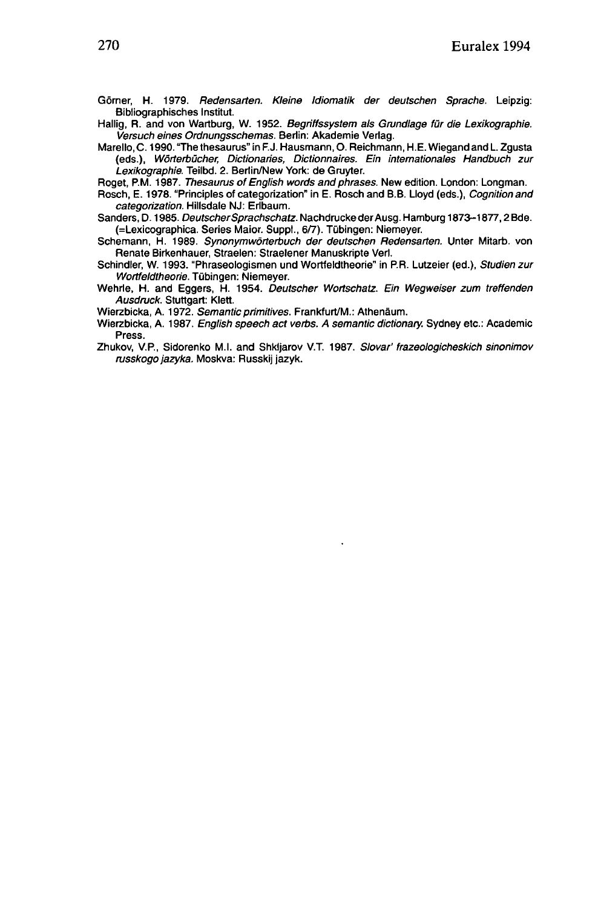Görner, H. 1979. *Redensarten. Kleine Idiomatik der deutschen Sprache*. Leipzig: Bibliographisches Institut.

Hallig, R. and von Wartburg, W. 1952. *Begriffssystem als Grundlage für die Lexikographie. Versuch eines Ordnungsschemas*. Berlin: Akademie Verlag.

Marello, C. 1990. "The thesaurus" in F.J. Hausmann, O. Reichmann, H.E. Wiegand and L. Zgusta (eds.), *Wörterbücher, Dictionaries, Dictionnaires. Ein internationales Handbuch zur Lexikographie*. Teilbd. 2. Berlin/New York: de Gruyter.

Roget, P.M. 1987. *Thesaurus of English words and phrases*. New edition. London: Longman.

Rosch, E. 1978. "Principles of categorization" in E. Rosch and B.B. Lloyd (eds.), *Cognition and categorization*. Hillsdale NJ: Erlbaum.

Sanders, D. 1985. *Deutscher Sprachschatz*. Nachdrucke der Ausg. Hamburg 1873–1877, 2 Bde. (=Lexicographica. Series Maior. Suppl., 6/7). Tübingen: Niemeyer.

Schemann, H. 1989. *Synonymwörterbuch der deutschen Redensarten*. Unter Mitarb. von Renate Birkenhauer, Straelen: Straelener Manuskripte Verl.

Schindler, W. 1993. "Phraseologismen und Wortfeldtheorie" in P.R. Lutzeier (ed.), *Studien zur Wortfeldtheorie*. Tübingen: Niemeyer.

Wehrle, H. and Eggers, H. 1954. *Deutscher Wortschatz. Ein Wegweiser zum treffenden Ausdruck*. Stuttgart: Klett.

Wierzbicka, A. 1972. *Semantic primitives*. Frankfurt/M.: Athenäum.

Wierzbicka, A. 1987. *English speech act verbs. A semantic dictionary*. Sydney etc.: Academic Press.

Zhukov, V.P., Sidorenko M.I. and Shkljarov V.T. 1987. *Slovar' frazeologicheskich sinonimov russkogo jazyka*. Moskva: Russkij jazyk.